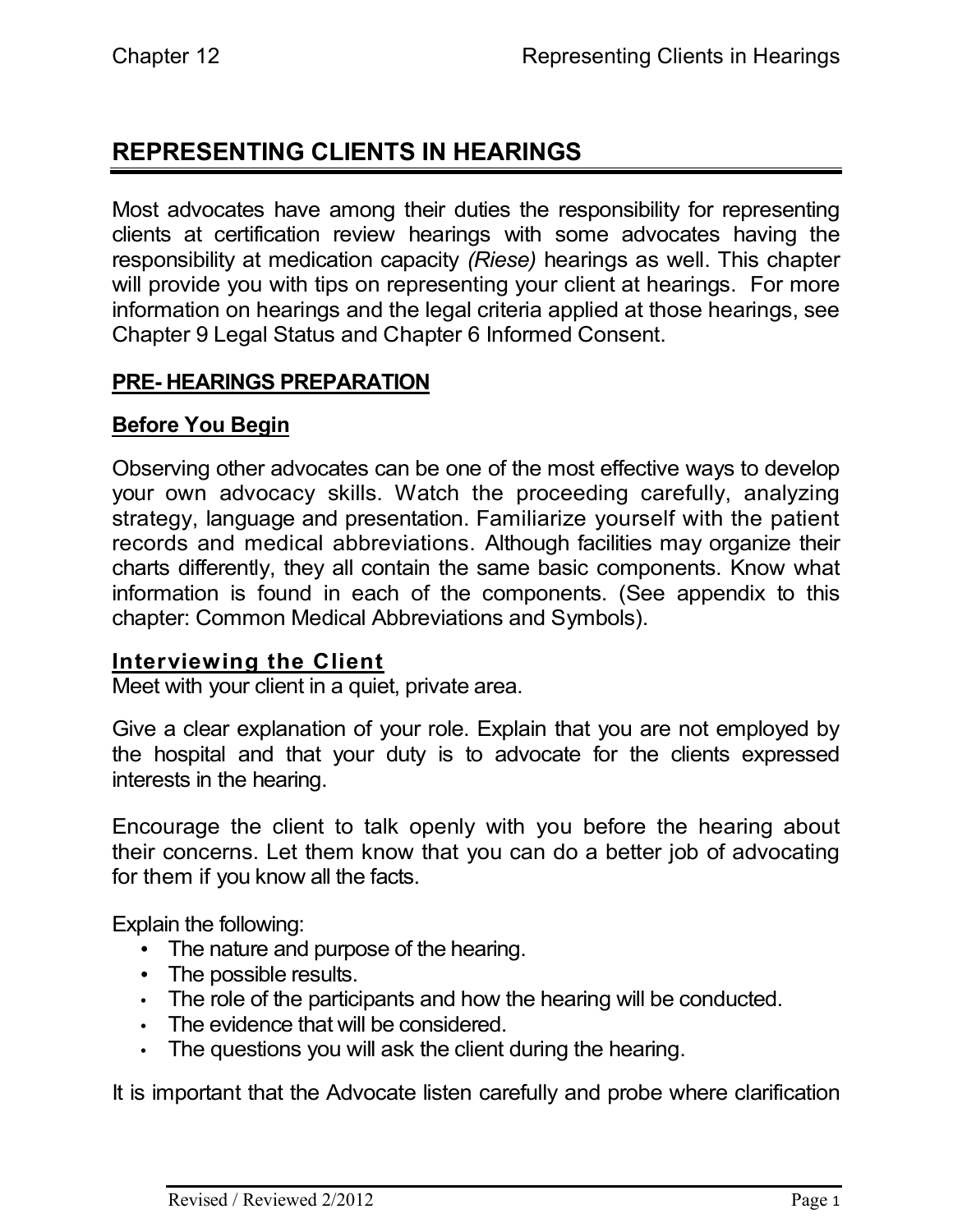# REPRESENTING CLIENTS IN HEARINGS

Most advocates have among their duties the responsibility for representing clients at certification review hearings with some advocates having the responsibility at medication capacity *(Riese)* hearings as well. This chapter will provide you with tips on representing your client at hearings. For more information on hearings and the legal criteria applied at those hearings, see Chapter 9 Legal Status and Chapter 6 Informed Consent.

## PRE- HEARINGS PREPARATION

### Before You Begin

Observing other advocates can be one of the most effective ways to develop your own advocacy skills. Watch the proceeding carefully, analyzing strategy, language and presentation. Familiarize yourself with the patient records and medical abbreviations. Although facilities may organize their charts differently, they all contain the same basic components. Know what information is found in each of the components. (See appendix to this chapter: Common Medical Abbreviations and Symbols).

### Interviewing the Client

Meet with your client in a quiet, private area.

Give a clear explanation of your role. Explain that you are not employed by the hospital and that your duty is to advocate for the clients expressed interests in the hearing.

Encourage the client to talk openly with you before the hearing about their concerns. Let them know that you can do a better job of advocating for them if you know all the facts.

Explain the following:

- The nature and purpose of the hearing.
- The possible results.
- The role of the participants and how the hearing will be conducted.
- The evidence that will be considered.
- The questions you will ask the client during the hearing.

It is important that the Advocate listen carefully and probe where clarification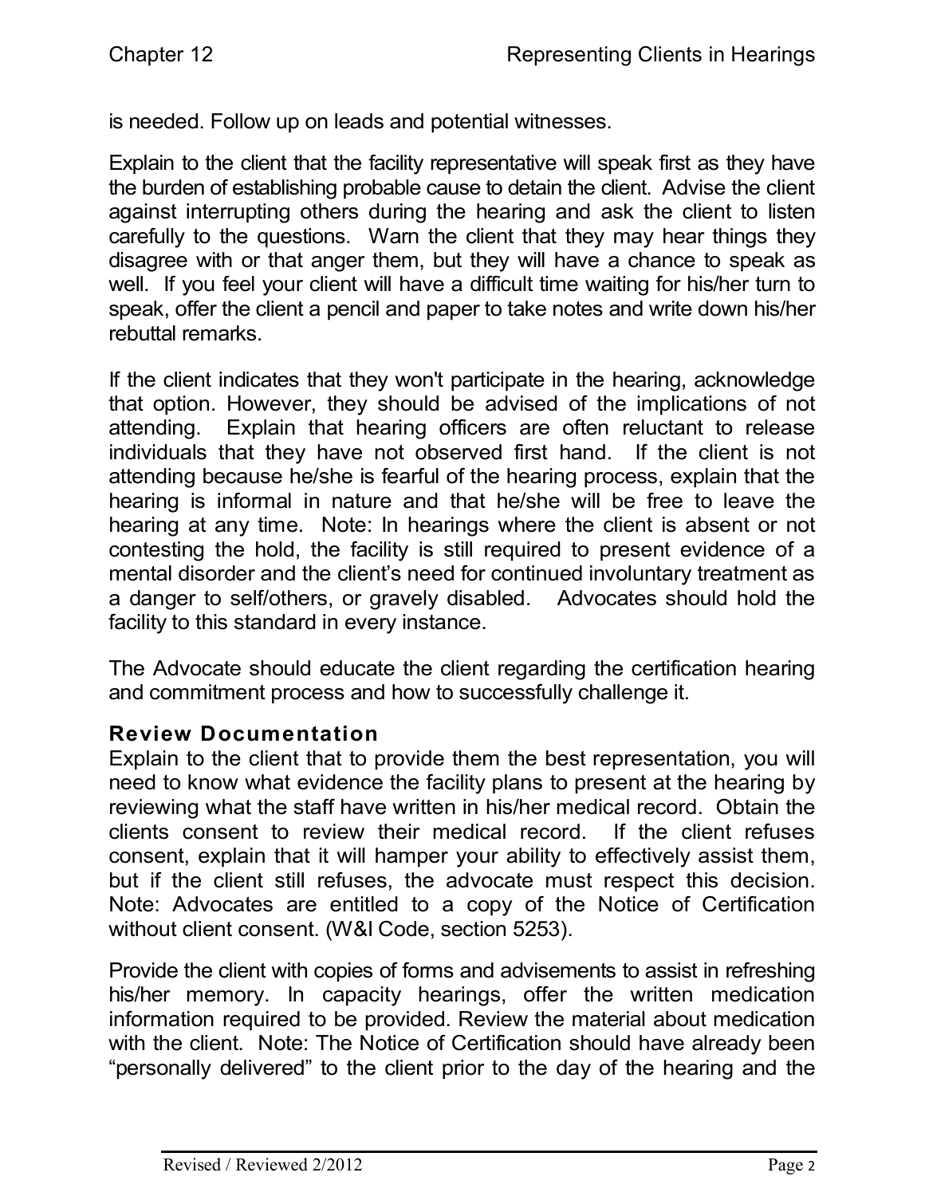is needed. Follow up on leads and potential witnesses.

Explain to the client that the facility representative will speak first as they have the burden of establishing probable cause to detain the client. Advise the client against interrupting others during the hearing and ask the client to listen carefully to the questions. Warn the client that they may hear things they disagree with or that anger them, but they will have a chance to speak as well. If you feel your client will have a difficult time waiting for his/her turn to speak, offer the client a pencil and paper to take notes and write down his/her rebuttal remarks.

If the client indicates that they won't participate in the hearing, acknowledge that option. However, they should be advised of the implications of not attending. Explain that hearing officers are often reluctant to release individuals that they have not observed first hand. If the client is not attending because he/she is fearful of the hearing process, explain that the hearing is informal in nature and that he/she will be free to leave the hearing at any time. Note: In hearings where the client is absent or not contesting the hold, the facility is still required to present evidence of a mental disorder and the client's need for continued involuntary treatment as a danger to self/others, or gravely disabled. Advocates should hold the facility to this standard in every instance.

The Advocate should educate the client regarding the certification hearing and commitment process and how to successfully challenge it.

### Review Documentation

Explain to the client that to provide them the best representation, you will need to know what evidence the facility plans to present at the hearing by reviewing what the staff have written in his/her medical record. Obtain the clients consent to review their medical record. If the client refuses consent, explain that it will hamper your ability to effectively assist them, but if the client still refuses, the advocate must respect this decision. Note: Advocates are entitled to a copy of the Notice of Certification without client consent. (W&I Code, section 5253).

Provide the client with copies of forms and advisements to assist in refreshing his/her memory. In capacity hearings, offer the written medication information required to be provided. Review the material about medication with the client. Note: The Notice of Certification should have already been "personally delivered" to the client prior to the day of the hearing and the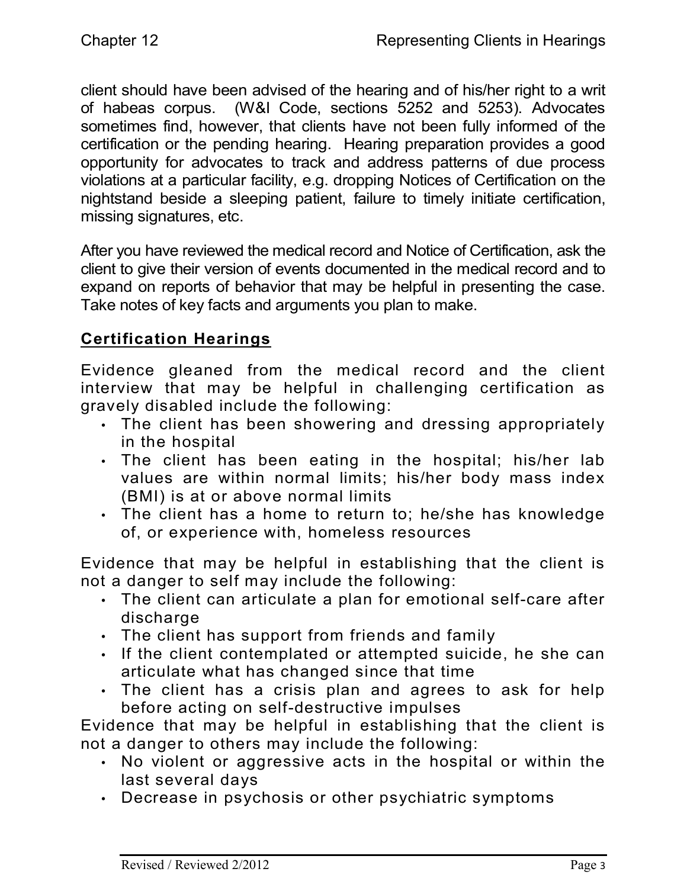client should have been advised of the hearing and of his/her right to a writ of habeas corpus. (W&I Code, sections 5252 and 5253). Advocates sometimes find, however, that clients have not been fully informed of the certification or the pending hearing. Hearing preparation provides a good opportunity for advocates to track and address patterns of due process violations at a particular facility, e.g. dropping Notices of Certification on the nightstand beside a sleeping patient, failure to timely initiate certification, missing signatures, etc.

After you have reviewed the medical record and Notice of Certification, ask the client to give their version of events documented in the medical record and to expand on reports of behavior that may be helpful in presenting the case. Take notes of key facts and arguments you plan to make.

## Certification Hearings

Evidence gleaned from the medical record and the client interview that may be helpful in challenging certification as gravely disabled include the following:

- The client has been showering and dressing appropriately in the hospital
- The client has been eating in the hospital; his/her lab values are within normal limits; his/her body mass index (BMI) is at or above normal limits
- The client has a home to return to; he/she has knowledge of, or experience with, homeless resources

Evidence that may be helpful in establishing that the client is not a danger to self may include the following:

- The client can articulate a plan for emotional self-care after discharge
- The client has support from friends and family
- If the client contemplated or attempted suicide, he she can articulate what has changed since that time
- The client has a crisis plan and agrees to ask for help before acting on self-destructive impulses

Evidence that may be helpful in establishing that the client is not a danger to others may include the following:

- No violent or aggressive acts in the hospital or within the last several days
- Decrease in psychosis or other psychiatric symptoms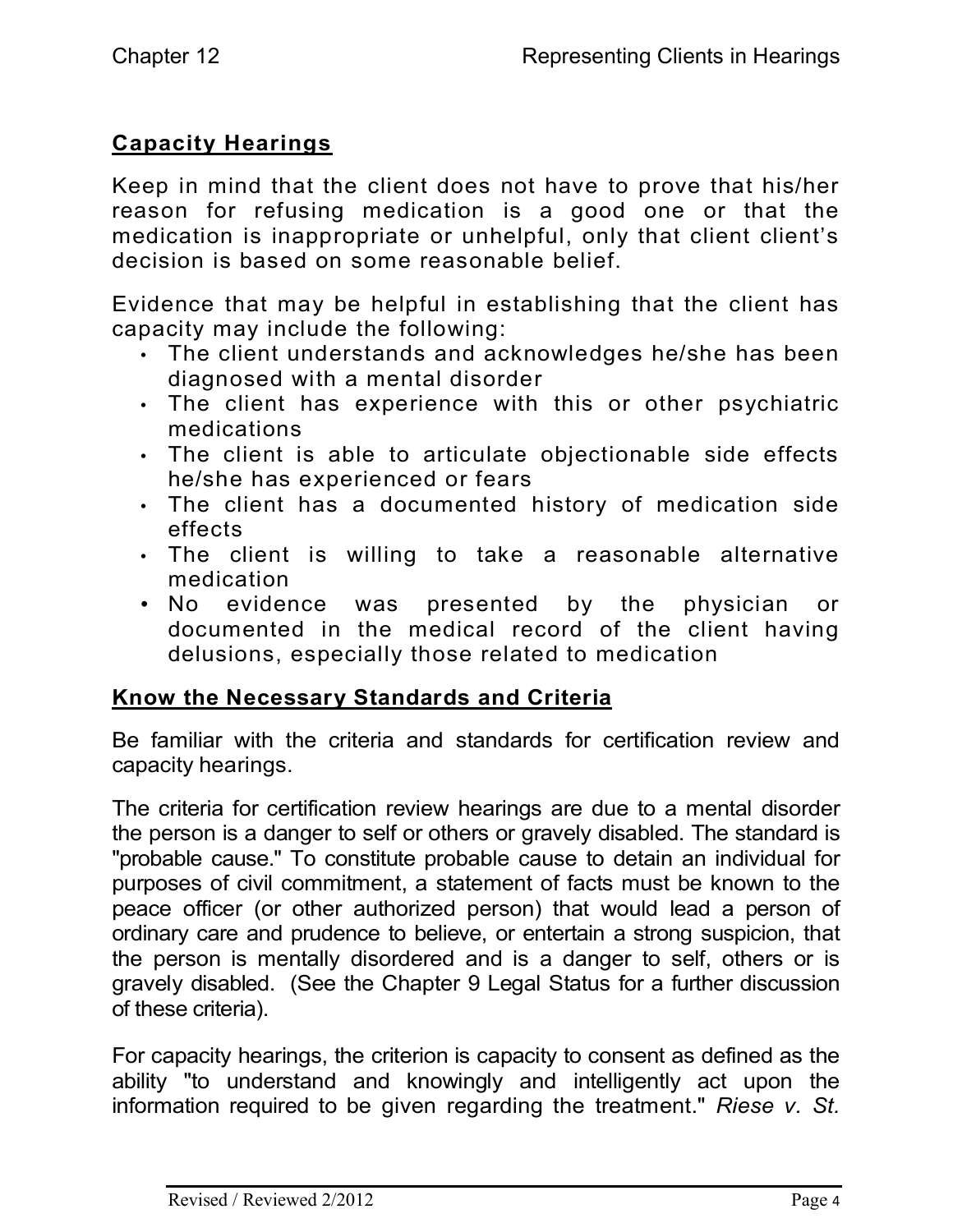## Capacity Hearings

Keep in mind that the client does not have to prove that his/her reason for refusing medication is a good one or that the medication is inappropriate or unhelpful, only that client client's decision is based on some reasonable belief.

Evidence that may be helpful in establishing that the client has capacity may include the following:

- The client understands and acknowledges he/she has been diagnosed with a mental disorder
- The client has experience with this or other psychiatric medications
- The client is able to articulate objectionable side effects he/she has experienced or fears
- The client has a documented history of medication side effects
- The client is willing to take a reasonable alternative medication
- No evidence was presented by the physician or documented in the medical record of the client having delusions, especially those related to medication

## Know the Necessary Standards and Criteria

Be familiar with the criteria and standards for certification review and capacity hearings.

The criteria for certification review hearings are due to a mental disorder the person is a danger to self or others or gravely disabled. The standard is "probable cause." To constitute probable cause to detain an individual for purposes of civil commitment, a statement of facts must be known to the peace officer (or other authorized person) that would lead a person of ordinary care and prudence to believe, or entertain a strong suspicion, that the person is mentally disordered and is a danger to self, others or is gravely disabled. (See the Chapter 9 Legal Status for a further discussion of these criteria).

For capacity hearings, the criterion is capacity to consent as defined as the ability "to understand and knowingly and intelligently act upon the information required to be given regarding the treatment." *Riese v. St.*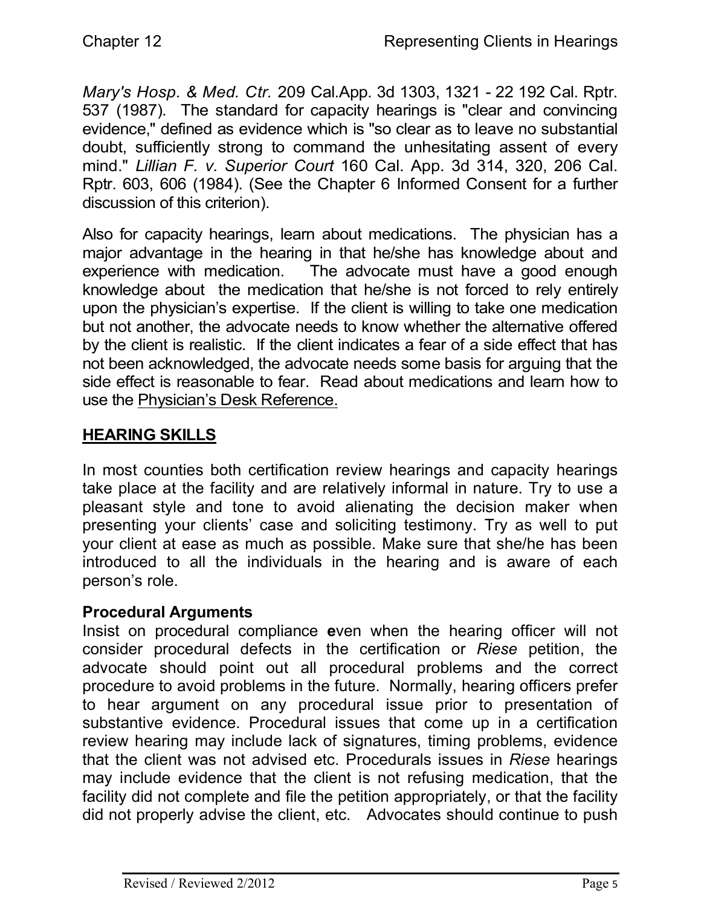*Mary's Hosp. & Med. Ctr.* 209 Cal.App. 3d 1303, 1321 - 22 192 Cal. Rptr. 537 (1987). The standard for capacity hearings is "clear and convincing evidence," defined as evidence which is "so clear as to leave no substantial doubt, sufficiently strong to command the unhesitating assent of every mind." *Lillian F. v. Superior Court* 160 Cal. App. 3d 314, 320, 206 Cal. Rptr. 603, 606 (1984). (See the Chapter 6 Informed Consent for a further discussion of this criterion).

Also for capacity hearings, learn about medications. The physician has a major advantage in the hearing in that he/she has knowledge about and experience with medication. The advocate must have a good enough knowledge about the medication that he/she is not forced to rely entirely upon the physician's expertise. If the client is willing to take one medication but not another, the advocate needs to know whether the alternative offered by the client is realistic. If the client indicates a fear of a side effect that has not been acknowledged, the advocate needs some basis for arguing that the side effect is reasonable to fear. Read about medications and learn how to use the Physician's Desk Reference.

## HEARING SKILLS

In most counties both certification review hearings and capacity hearings take place at the facility and are relatively informal in nature. Try to use a pleasant style and tone to avoid alienating the decision maker when presenting your clients' case and soliciting testimony. Try as well to put your client at ease as much as possible. Make sure that she/he has been introduced to all the individuals in the hearing and is aware of each person's role.

### Procedural Arguments

Insist on procedural compliance **e**ven when the hearing officer will not consider procedural defects in the certification or *Riese* petition, the advocate should point out all procedural problems and the correct procedure to avoid problems in the future. Normally, hearing officers prefer to hear argument on any procedural issue prior to presentation of substantive evidence. Procedural issues that come up in a certification review hearing may include lack of signatures, timing problems, evidence that the client was not advised etc. Procedurals issues in *Riese* hearings may include evidence that the client is not refusing medication, that the facility did not complete and file the petition appropriately, or that the facility did not properly advise the client, etc. Advocates should continue to push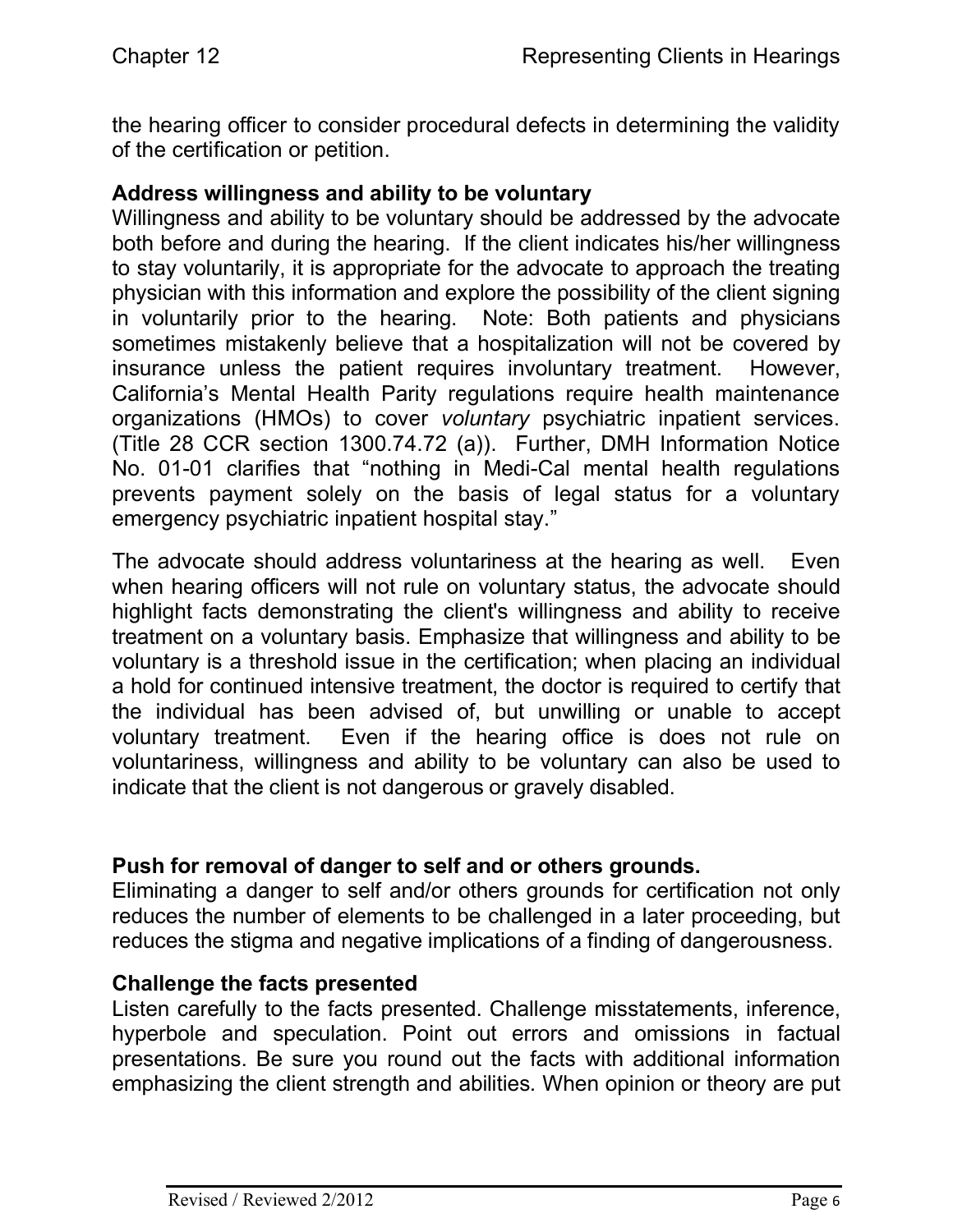the hearing officer to consider procedural defects in determining the validity of the certification or petition.

**Address willingness and ability to be voluntary**

Willingness and ability to be voluntary should be addressed by the advocate both before and during the hearing. If the client indicates his/her willingness to stay voluntarily, it is appropriate for the advocate to approach the treating physician with this information and explore the possibility of the client signing in voluntarily prior to the hearing. Note: Both patients and physicians sometimes mistakenly believe that a hospitalization will not be covered by insurance unless the patient requires involuntary treatment. However, California's Mental Health Parity regulations require health maintenance organizations (HMOs) to cover *voluntary* psychiatric inpatient services. (Title 28 CCR section 1300.74.72 (a)). Further, DMH Information Notice No. 01-01 clarifies that "nothing in Medi-Cal mental health regulations prevents payment solely on the basis of legal status for a voluntary emergency psychiatric inpatient hospital stay."

The advocate should address voluntariness at the hearing as well. Even when hearing officers will not rule on voluntary status, the advocate should highlight facts demonstrating the client's willingness and ability to receive treatment on a voluntary basis. Emphasize that willingness and ability to be voluntary is a threshold issue in the certification; when placing an individual a hold for continued intensive treatment, the doctor is required to certify that the individual has been advised of, but unwilling or unable to accept voluntary treatment. Even if the hearing office is does not rule on voluntariness, willingness and ability to be voluntary can also be used to indicate that the client is not dangerous or gravely disabled.

**Push for removal of danger to self and or others grounds.**

Eliminating a danger to self and/or others grounds for certification not only reduces the number of elements to be challenged in a later proceeding, but reduces the stigma and negative implications of a finding of dangerousness.

**Challenge the facts presented**

Listen carefully to the facts presented. Challenge misstatements, inference, hyperbole and speculation. Point out errors and omissions in factual presentations. Be sure you round out the facts with additional information emphasizing the client strength and abilities. When opinion or theory are put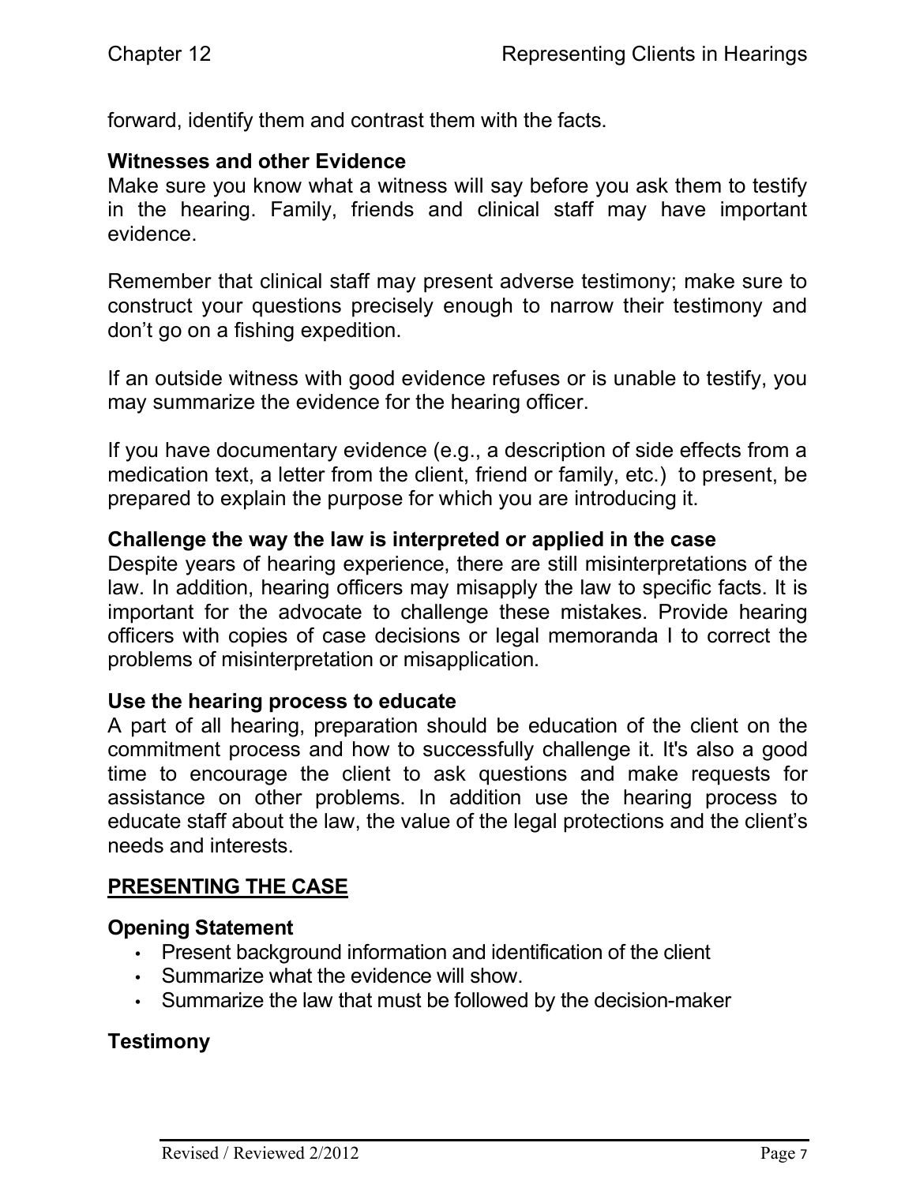forward, identify them and contrast them with the facts.

### Witnesses and other Evidence

Make sure you know what a witness will say before you ask them to testify in the hearing. Family, friends and clinical staff may have important evidence.

Remember that clinical staff may present adverse testimony; make sure to construct your questions precisely enough to narrow their testimony and don't go on a fishing expedition.

If an outside witness with good evidence refuses or is unable to testify, you may summarize the evidence for the hearing officer.

If you have documentary evidence (e.g., a description of side effects from a medication text, a letter from the client, friend or family, etc.) to present, be prepared to explain the purpose for which you are introducing it.

### Challenge the way the law is interpreted or applied in the case

Despite years of hearing experience, there are still misinterpretations of the law. In addition, hearing officers may misapply the law to specific facts. It is important for the advocate to challenge these mistakes. Provide hearing officers with copies of case decisions or legal memoranda I to correct the problems of misinterpretation or misapplication.

### Use the hearing process to educate

A part of all hearing, preparation should be education of the client on the commitment process and how to successfully challenge it. It's also a good time to encourage the client to ask questions and make requests for assistance on other problems. In addition use the hearing process to educate staff about the law, the value of the legal protections and the client's needs and interests.

## PRESENTING THE CASE

### Opening Statement

- Present background information and identification of the client
- Summarize what the evidence will show.
- Summarize the law that must be followed by the decision-maker

### Testimony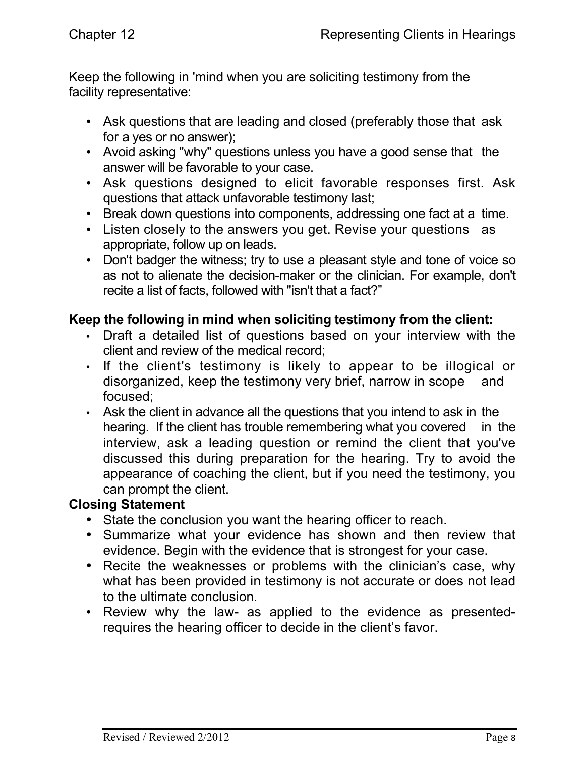Keep the following in 'mind when you are soliciting testimony from the facility representative:

- Ask questions that are leading and closed (preferably those that ask for a yes or no answer);
- Avoid asking "why" questions unless you have a good sense that the answer will be favorable to your case.
- Ask questions designed to elicit favorable responses first. Ask questions that attack unfavorable testimony last;
- Break down questions into components, addressing one fact at a time.
- Listen closely to the answers you get. Revise your questions as appropriate, follow up on leads.
- Don't badger the witness; try to use a pleasant style and tone of voice so as not to alienate the decision-maker or the clinician. For example, don't recite a list of facts, followed with "isn't that a fact?"

**Keep the following in mind when soliciting testimony from the client:**

- Draft a detailed list of questions based on your interview with the client and review of the medical record;
- If the client's testimony is likely to appear to be illogical or disorganized, keep the testimony very brief, narrow in scope and focused;
- Ask the client in advance all the questions that you intend to ask in the hearing. If the client has trouble remembering what you covered in the interview, ask a leading question or remind the client that you've discussed this during preparation for the hearing. Try to avoid the appearance of coaching the client, but if you need the testimony, you can prompt the client.

**Closing Statement**

- State the conclusion you want the hearing officer to reach.
- Summarize what your evidence has shown and then review that evidence. Begin with the evidence that is strongest for your case.
- Recite the weaknesses or problems with the clinician's case, why what has been provided in testimony is not accurate or does not lead to the ultimate conclusion.
- Review why the law- as applied to the evidence as presented- requires the hearing officer to decide in the client's favor.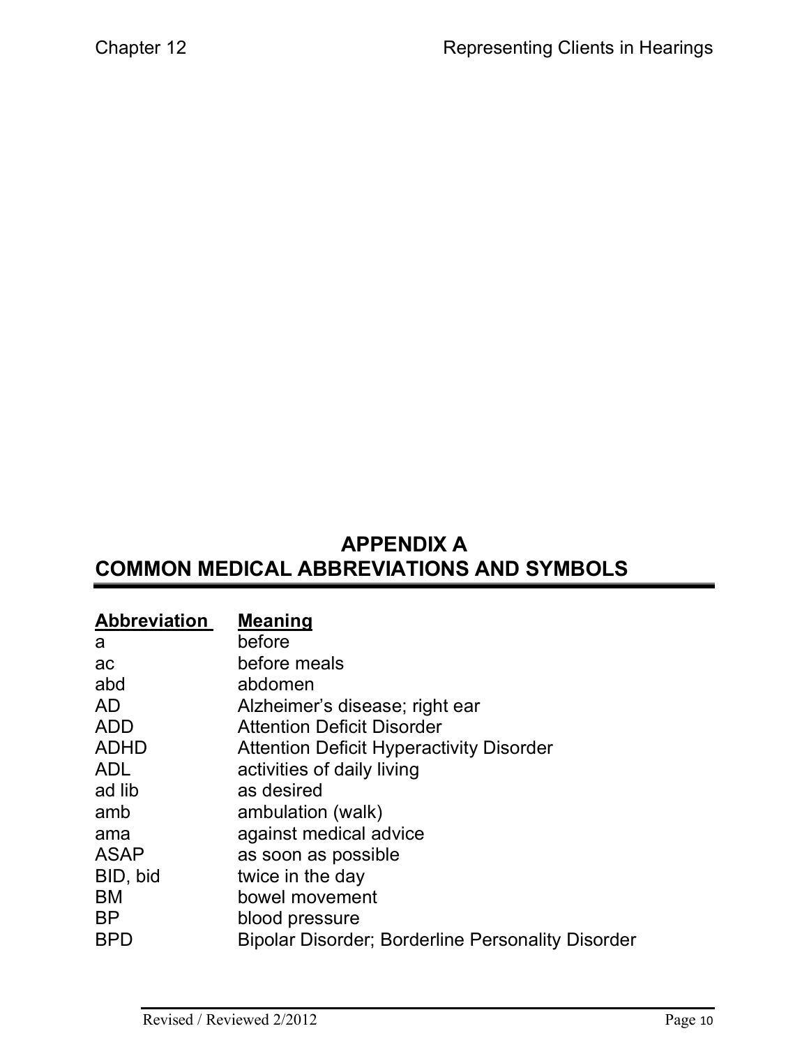# APPENDIX A
# COMMON MEDICAL ABBREVIATIONS AND SYMBOLS

| Abbreviation | Meaning |
|---|---|
| a | before |
| ac | before meals |
| abd | abdomen |
| AD | Alzheimer's disease; right ear |
| ADD | Attention Deficit Disorder |
| ADHD | Attention Deficit Hyperactivity Disorder |
| ADL | activities of daily living |
| ad lib | as desired |
| amb | ambulation (walk) |
| ama | against medical advice |
| ASAP | as soon as possible |
| BID, bid | twice in the day |
| BM | bowel movement |
| BP | blood pressure |
| BPD | Bipolar Disorder; Borderline Personality Disorder |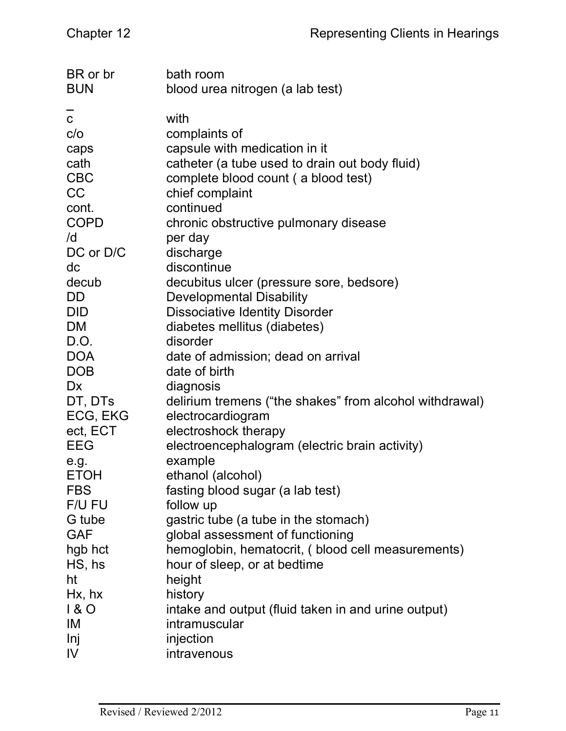| | |
|---|---|
| BR or br | bath room |
| BUN | blood urea nitrogen (a lab test) |
| $\bar{c}$ | with |
| c/o | complaints of |
| caps | capsule with medication in it |
| cath | catheter (a tube used to drain out body fluid) |
| CBC | complete blood count ( a blood test) |
| CC | chief complaint |
| cont. | continued |
| COPD | chronic obstructive pulmonary disease |
| /d | per day |
| DC or D/C | discharge |
| dc | discontinue |
| decub | decubitus ulcer (pressure sore, bedsore) |
| DD | Developmental Disability |
| DID | Dissociative Identity Disorder |
| DM | diabetes mellitus (diabetes) |
| D.O. | disorder |
| DOA | date of admission; dead on arrival |
| DOB | date of birth |
| Dx | diagnosis |
| DT, DTs | delirium tremens ("the shakes" from alcohol withdrawal) |
| ECG, EKG | electrocardiogram |
| ect, ECT | electroshock therapy |
| EEG | electroencephalogram (electric brain activity) |
| e.g. | example |
| ETOH | ethanol (alcohol) |
| FBS | fasting blood sugar (a lab test) |
| F/U FU | follow up |
| G tube | gastric tube (a tube in the stomach) |
| GAF | global assessment of functioning |
| hgb hct | hemoglobin, hematocrit, ( blood cell measurements) |
| HS, hs | hour of sleep, or at bedtime |
| ht | height |
| Hx, hx | history |
| I & O | intake and output (fluid taken in and urine output) |
| IM | intramuscular |
| Inj | injection |
| IV | intravenous |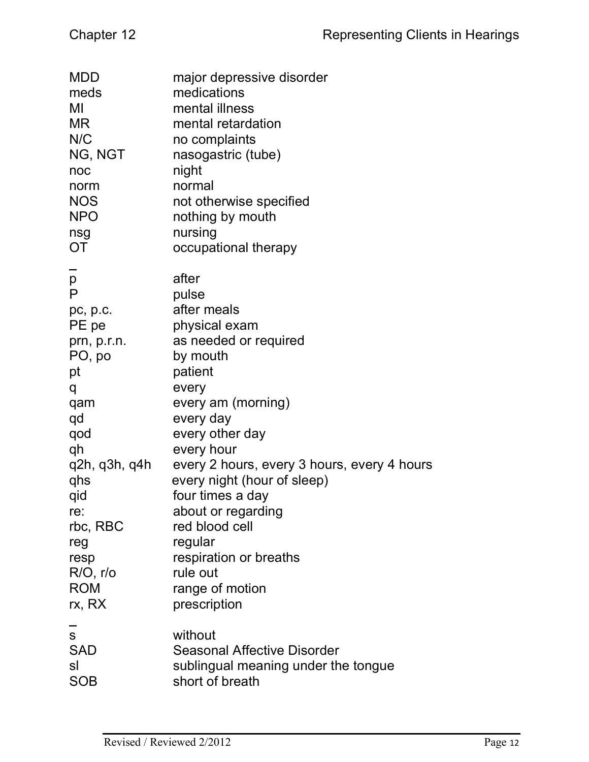| | |
|---|---|
| MDD | major depressive disorder |
| meds | medications |
| MI | mental illness |
| MR | mental retardation |
| N/C | no complaints |
| NG, NGT | nasogastric (tube) |
| noc | night |
| norm | normal |
| NOS | not otherwise specified |
| NPO | nothing by mouth |
| nsg | nursing |
| OT | occupational therapy |
| $\bar{p}$ | after |
| P | pulse |
| pc, p.c. | after meals |
| PE pe | physical exam |
| prn, p.r.n. | as needed or required |
| PO, po | by mouth |
| pt | patient |
| q | every |
| qam | every am (morning) |
| qd | every day |
| qod | every other day |
| qh | every hour |
| q2h, q3h, q4h | every 2 hours, every 3 hours, every 4 hours |
| qhs | every night (hour of sleep) |
| qid | four times a day |
| re: | about or regarding |
| rbc, RBC | red blood cell |
| reg | regular |
| resp | respiration or breaths |
| R/O, r/o | rule out |
| ROM | range of motion |
| rx, RX | prescription |
| $\bar{s}$ | without |
| SAD | Seasonal Affective Disorder |
| sl | sublingual meaning under the tongue |
| SOB | short of breath |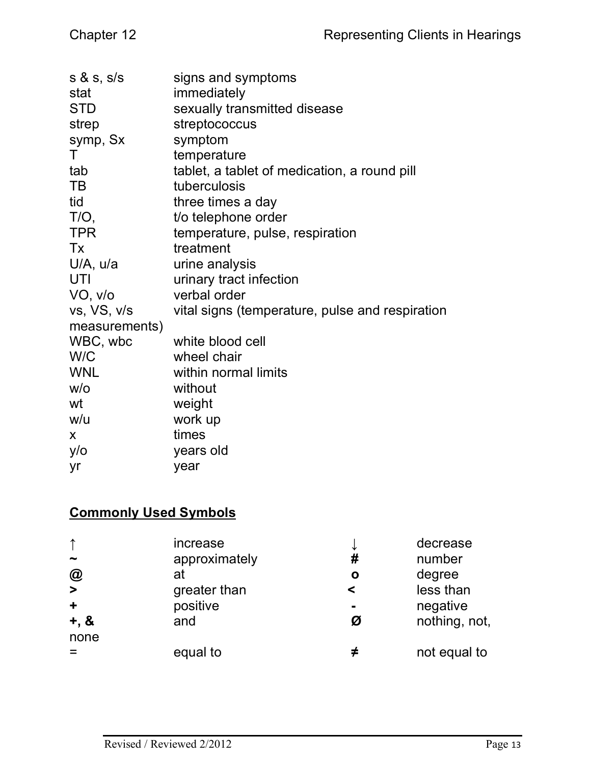| | |
|---|---|
| s & s, s/s | signs and symptoms |
| stat | immediately |
| STD | sexually transmitted disease |
| strep | streptococcus |
| symp, Sx | symptom |
| T | temperature |
| tab | tablet, a tablet of medication, a round pill |
| TB | tuberculosis |
| tid | three times a day |
| T/O, | t/o telephone order |
| TPR | temperature, pulse, respiration |
| Tx | treatment |
| U/A, u/a | urine analysis |
| UTI | urinary tract infection |
| VO, v/o | verbal order |
| vs, VS, v/s | vital signs (temperature, pulse and respiration measurements) |
| WBC, wbc | white blood cell |
| W/C | wheel chair |
| WNL | within normal limits |
| w/o | without |
| wt | weight |
| w/u | work up |
| x | times |
| y/o | years old |
| yr | year |

## **Commonly Used Symbols**

| | | | |
|---|---|---|---|
| ↑ | increase | ↓ | decrease |
| **~** | approximately | **#** | number |
| **@** | at | **o** | degree |
| **>** | greater than | **<** | less than |
| **+** | positive | **-** | negative |
| **+, &** | and | **Ø** | nothing, not, none |
| = | equal to | **≠** | not equal to |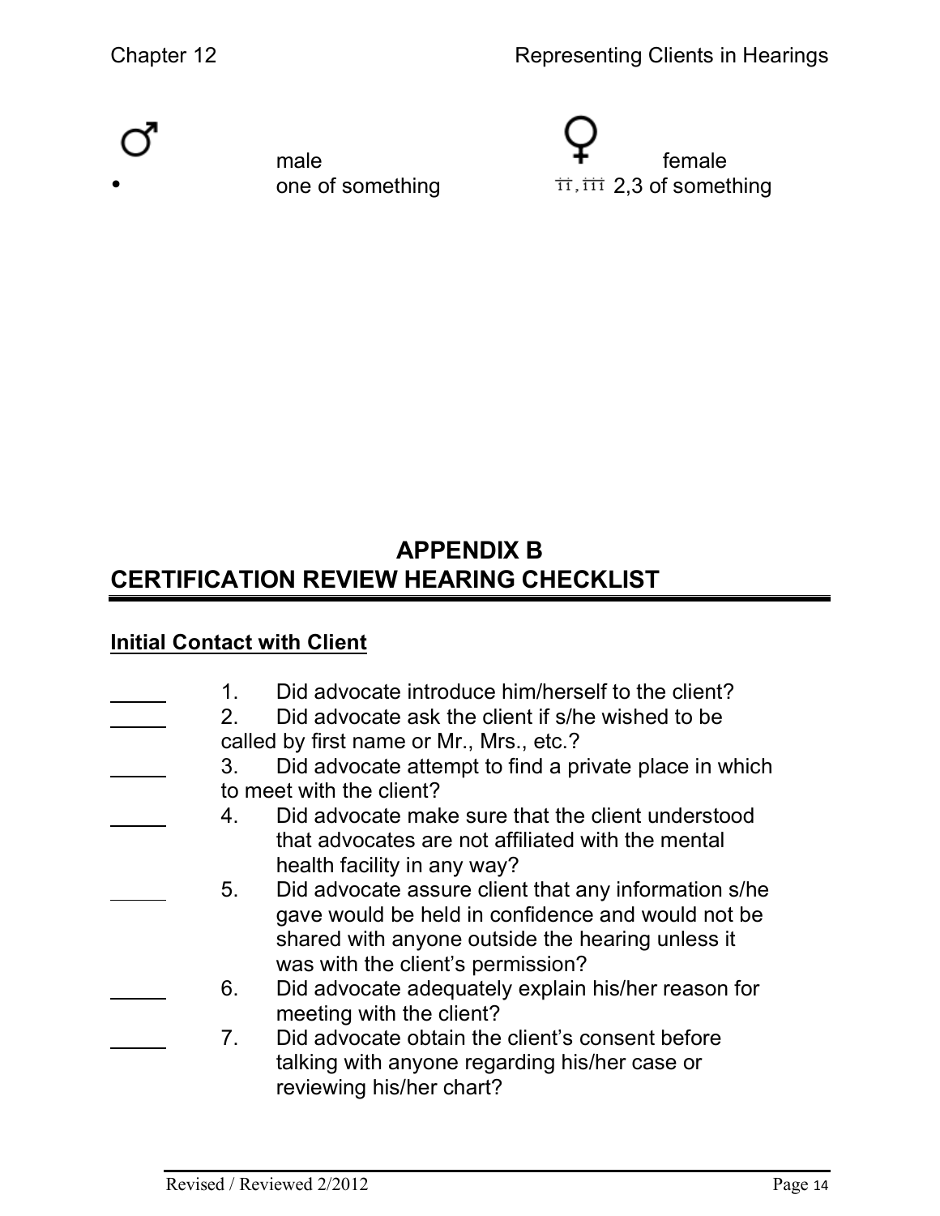♂ male ♀ female

• one of something ïï, ïïï 2,3 of something

# APPENDIX B

# CERTIFICATION REVIEW HEARING CHECKLIST

**Initial Contact with Client**

_____ 1. Did advocate introduce him/herself to the client?

_____ 2. Did advocate ask the client if s/he wished to be called by first name or Mr., Mrs., etc.?

_____ 3. Did advocate attempt to find a private place in which to meet with the client?

_____ 4. Did advocate make sure that the client understood that advocates are not affiliated with the mental health facility in any way?

_____ 5. Did advocate assure client that any information s/he gave would be held in confidence and would not be shared with anyone outside the hearing unless it was with the client's permission?

_____ 6. Did advocate adequately explain his/her reason for meeting with the client?

_____ 7. Did advocate obtain the client's consent before talking with anyone regarding his/her case or reviewing his/her chart?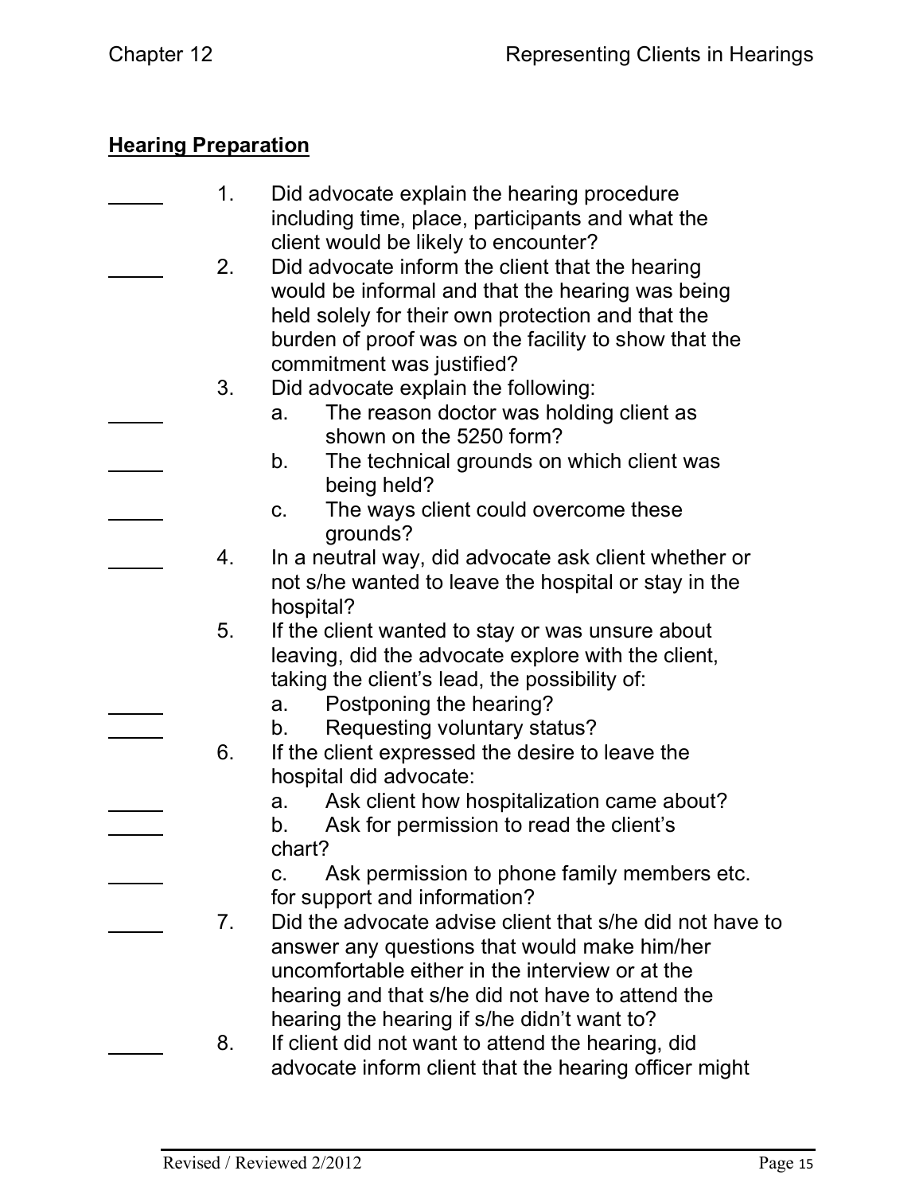## Hearing Preparation

_____ 1. Did advocate explain the hearing procedure including time, place, participants and what the client would be likely to encounter?

_____ 2. Did advocate inform the client that the hearing would be informal and that the hearing was being held solely for their own protection and that the burden of proof was on the facility to show that the commitment was justified?

3. Did advocate explain the following:

   _____ a. The reason doctor was holding client as shown on the 5250 form?

   _____ b. The technical grounds on which client was being held?

   _____ c. The ways client could overcome these grounds?

_____ 4. In a neutral way, did advocate ask client whether or not s/he wanted to leave the hospital or stay in the hospital?

5. If the client wanted to stay or was unsure about leaving, did the advocate explore with the client, taking the client's lead, the possibility of:

   _____ a. Postponing the hearing?

   _____ b. Requesting voluntary status?

6. If the client expressed the desire to leave the hospital did advocate:

   _____ a. Ask client how hospitalization came about?

   _____ b. Ask for permission to read the client's chart?

   _____ c. Ask permission to phone family members etc. for support and information?

_____ 7. Did the advocate advise client that s/he did not have to answer any questions that would make him/her uncomfortable either in the interview or at the hearing and that s/he did not have to attend the hearing the hearing if s/he didn't want to?

_____ 8. If client did not want to attend the hearing, did advocate inform client that the hearing officer might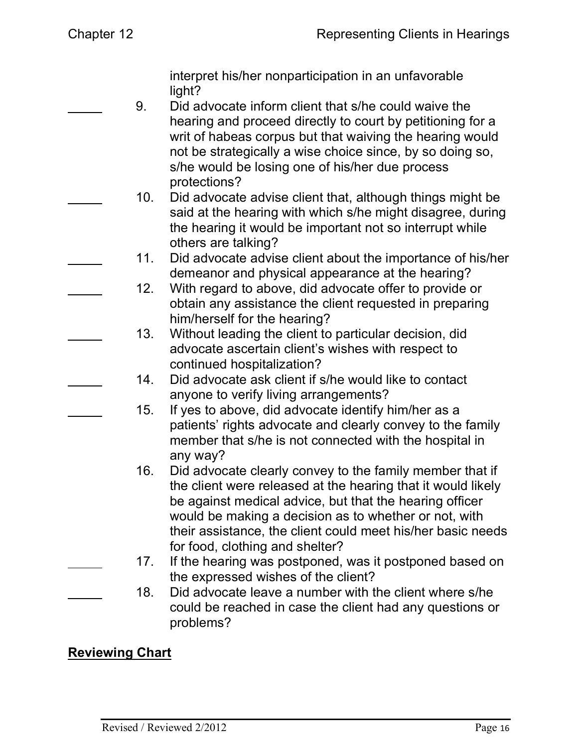interpret his/her nonparticipation in an unfavorable light?

_____ 9. Did advocate inform client that s/he could waive the hearing and proceed directly to court by petitioning for a writ of habeas corpus but that waiving the hearing would not be strategically a wise choice since, by so doing so, s/he would be losing one of his/her due process protections?

_____ 10. Did advocate advise client that, although things might be said at the hearing with which s/he might disagree, during the hearing it would be important not so interrupt while others are talking?

_____ 11. Did advocate advise client about the importance of his/her demeanor and physical appearance at the hearing?

_____ 12. With regard to above, did advocate offer to provide or obtain any assistance the client requested in preparing him/herself for the hearing?

_____ 13. Without leading the client to particular decision, did advocate ascertain client's wishes with respect to continued hospitalization?

_____ 14. Did advocate ask client if s/he would like to contact anyone to verify living arrangements?

_____ 15. If yes to above, did advocate identify him/her as a patients' rights advocate and clearly convey to the family member that s/he is not connected with the hospital in any way?

16. Did advocate clearly convey to the family member that if the client were released at the hearing that it would likely be against medical advice, but that the hearing officer would be making a decision as to whether or not, with their assistance, the client could meet his/her basic needs for food, clothing and shelter?

_____ 17. If the hearing was postponed, was it postponed based on the expressed wishes of the client?

_____ 18. Did advocate leave a number with the client where s/he could be reached in case the client had any questions or problems?

## Reviewing Chart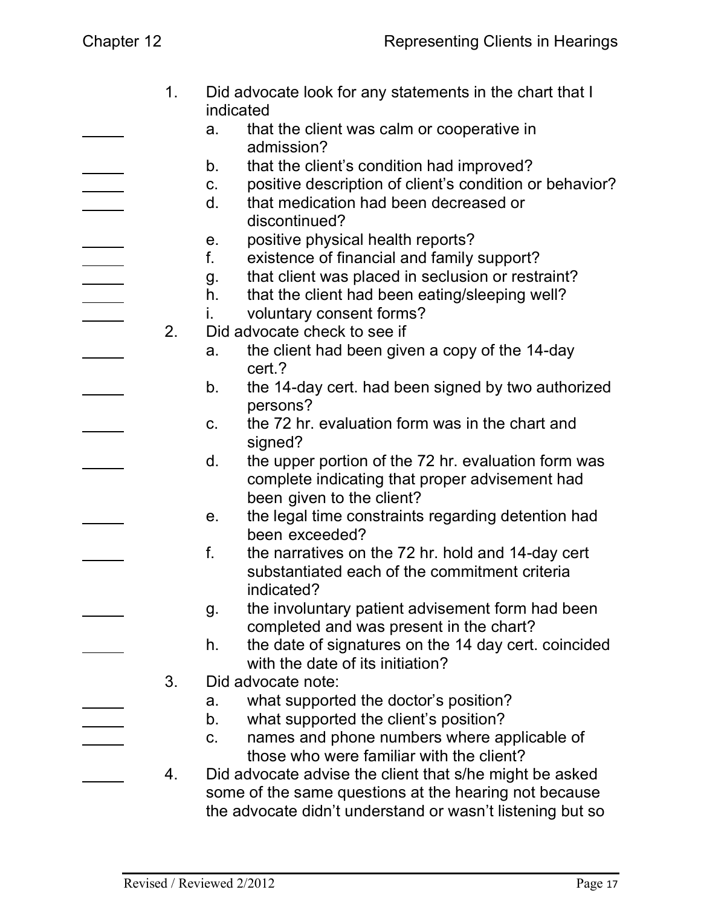1. Did advocate look for any statements in the chart that I indicated
   - _____ a. that the client was calm or cooperative in admission?
   - _____ b. that the client's condition had improved?
   - _____ c. positive description of client's condition or behavior?
   - _____ d. that medication had been decreased or discontinued?
   - _____ e. positive physical health reports?
   - _____ f. existence of financial and family support?
   - _____ g. that client was placed in seclusion or restraint?
   - _____ h. that the client had been eating/sleeping well?
   - _____ i. voluntary consent forms?
2. Did advocate check to see if
   - _____ a. the client had been given a copy of the 14-day cert.?
   - _____ b. the 14-day cert. had been signed by two authorized persons?
   - _____ c. the 72 hr. evaluation form was in the chart and signed?
   - _____ d. the upper portion of the 72 hr. evaluation form was complete indicating that proper advisement had been given to the client?
   - _____ e. the legal time constraints regarding detention had been exceeded?
   - _____ f. the narratives on the 72 hr. hold and 14-day cert substantiated each of the commitment criteria indicated?
   - _____ g. the involuntary patient advisement form had been completed and was present in the chart?
   - _____ h. the date of signatures on the 14 day cert. coincided with the date of its initiation?
3. Did advocate note:
   - _____ a. what supported the doctor's position?
   - _____ b. what supported the client's position?
   - _____ c. names and phone numbers where applicable of those who were familiar with the client?
4. _____ Did advocate advise the client that s/he might be asked some of the same questions at the hearing not because the advocate didn't understand or wasn't listening but so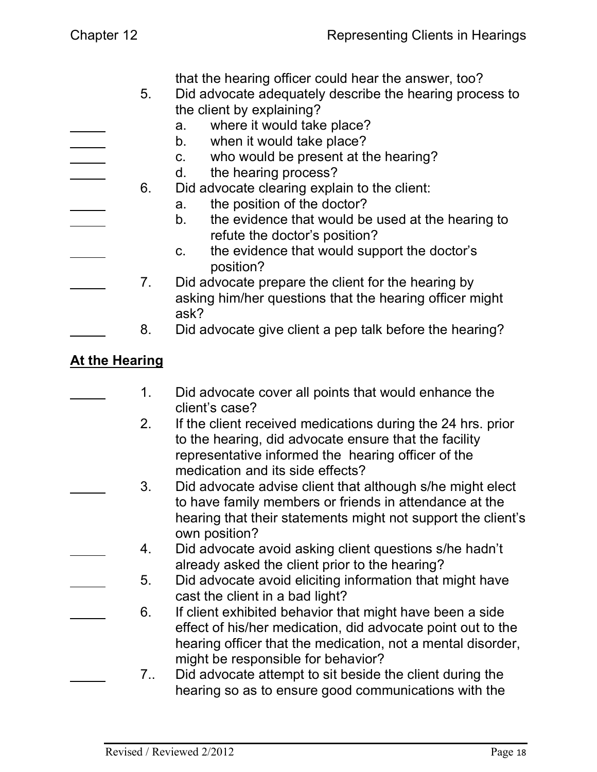that the hearing officer could hear the answer, too?

5. Did advocate adequately describe the hearing process to the client by explaining?
   - _____ a. where it would take place?
   - _____ b. when it would take place?
   - _____ c. who would be present at the hearing?
   - _____ d. the hearing process?
6. Did advocate clearing explain to the client:
   - _____ a. the position of the doctor?
   - _____ b. the evidence that would be used at the hearing to refute the doctor's position?
   - _____ c. the evidence that would support the doctor's position?

_____ 7. Did advocate prepare the client for the hearing by asking him/her questions that the hearing officer might ask?

_____ 8. Did advocate give client a pep talk before the hearing?

## At the Hearing

_____ 1. Did advocate cover all points that would enhance the client's case?

2. If the client received medications during the 24 hrs. prior to the hearing, did advocate ensure that the facility representative informed the hearing officer of the medication and its side effects?

_____ 3. Did advocate advise client that although s/he might elect to have family members or friends in attendance at the hearing that their statements might not support the client's own position?

_____ 4. Did advocate avoid asking client questions s/he hadn't already asked the client prior to the hearing?

_____ 5. Did advocate avoid eliciting information that might have cast the client in a bad light?

_____ 6. If client exhibited behavior that might have been a side effect of his/her medication, did advocate point out to the hearing officer that the medication, not a mental disorder, might be responsible for behavior?

_____ 7.. Did advocate attempt to sit beside the client during the hearing so as to ensure good communications with the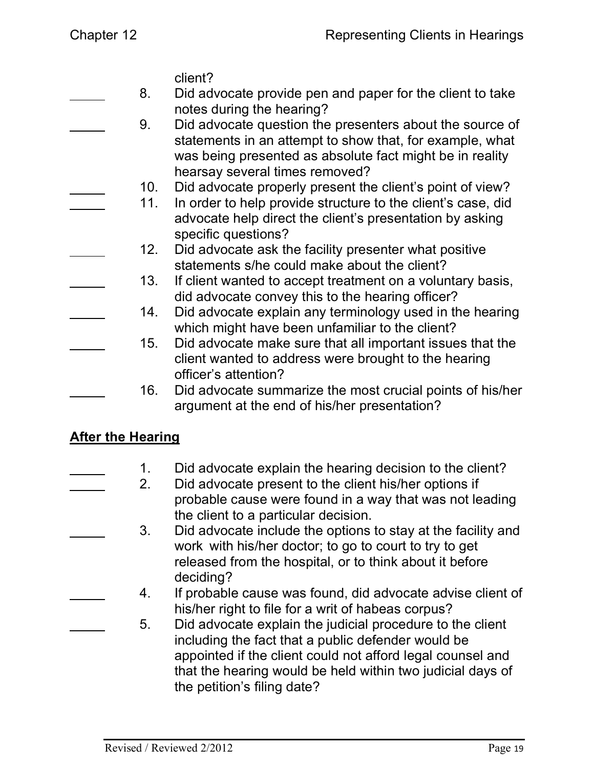client?

_____ 8. Did advocate provide pen and paper for the client to take notes during the hearing?

_____ 9. Did advocate question the presenters about the source of statements in an attempt to show that, for example, what was being presented as absolute fact might be in reality hearsay several times removed?

_____ 10. Did advocate properly present the client's point of view?

_____ 11. In order to help provide structure to the client's case, did advocate help direct the client's presentation by asking specific questions?

_____ 12. Did advocate ask the facility presenter what positive statements s/he could make about the client?

_____ 13. If client wanted to accept treatment on a voluntary basis, did advocate convey this to the hearing officer?

_____ 14. Did advocate explain any terminology used in the hearing which might have been unfamiliar to the client?

_____ 15. Did advocate make sure that all important issues that the client wanted to address were brought to the hearing officer's attention?

_____ 16. Did advocate summarize the most crucial points of his/her argument at the end of his/her presentation?

## **After the Hearing**

_____ 1. Did advocate explain the hearing decision to the client?

_____ 2. Did advocate present to the client his/her options if probable cause were found in a way that was not leading the client to a particular decision.

_____ 3. Did advocate include the options to stay at the facility and work with his/her doctor; to go to court to try to get released from the hospital, or to think about it before deciding?

_____ 4. If probable cause was found, did advocate advise client of his/her right to file for a writ of habeas corpus?

_____ 5. Did advocate explain the judicial procedure to the client including the fact that a public defender would be appointed if the client could not afford legal counsel and that the hearing would be held within two judicial days of the petition's filing date?